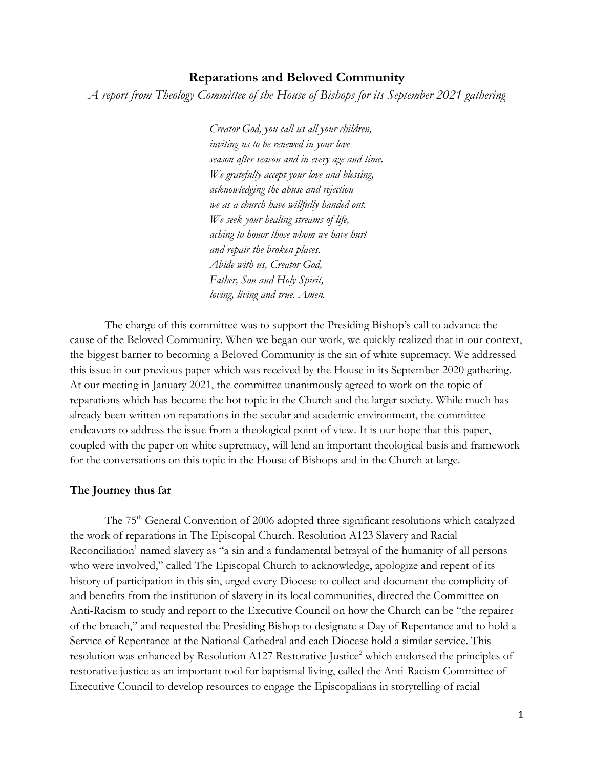# Reparations and Beloved Community

*A report from Theology Committee of the House of Bishops for its September 2021 gathering*

> *Creator God, you call us all your children,*
> *inviting us to be renewed in your love*
> *season after season and in every age and time.*
> *We gratefully accept your love and blessing,*
> *acknowledging the abuse and rejection*
> *we as a church have willfully handed out.*
> *We seek your healing streams of life,*
> *aching to honor those whom we have hurt*
> *and repair the broken places.*
> *Abide with us, Creator God,*
> *Father, Son and Holy Spirit,*
> *loving, living and true. Amen.*

The charge of this committee was to support the Presiding Bishop's call to advance the cause of the Beloved Community. When we began our work, we quickly realized that in our context, the biggest barrier to becoming a Beloved Community is the sin of white supremacy. We addressed this issue in our previous paper which was received by the House in its September 2020 gathering. At our meeting in January 2021, the committee unanimously agreed to work on the topic of reparations which has become the hot topic in the Church and the larger society. While much has already been written on reparations in the secular and academic environment, the committee endeavors to address the issue from a theological point of view. It is our hope that this paper, coupled with the paper on white supremacy, will lend an important theological basis and framework for the conversations on this topic in the House of Bishops and in the Church at large.

## The Journey thus far

The 75th General Convention of 2006 adopted three significant resolutions which catalyzed the work of reparations in The Episcopal Church. Resolution A123 Slavery and Racial Reconciliation[1] named slavery as "a sin and a fundamental betrayal of the humanity of all persons who were involved," called The Episcopal Church to acknowledge, apologize and repent of its history of participation in this sin, urged every Diocese to collect and document the complicity of and benefits from the institution of slavery in its local communities, directed the Committee on Anti-Racism to study and report to the Executive Council on how the Church can be "the repairer of the breach," and requested the Presiding Bishop to designate a Day of Repentance and to hold a Service of Repentance at the National Cathedral and each Diocese hold a similar service. This resolution was enhanced by Resolution A127 Restorative Justice[2] which endorsed the principles of restorative justice as an important tool for baptismal living, called the Anti-Racism Committee of Executive Council to develop resources to engage the Episcopalians in storytelling of racial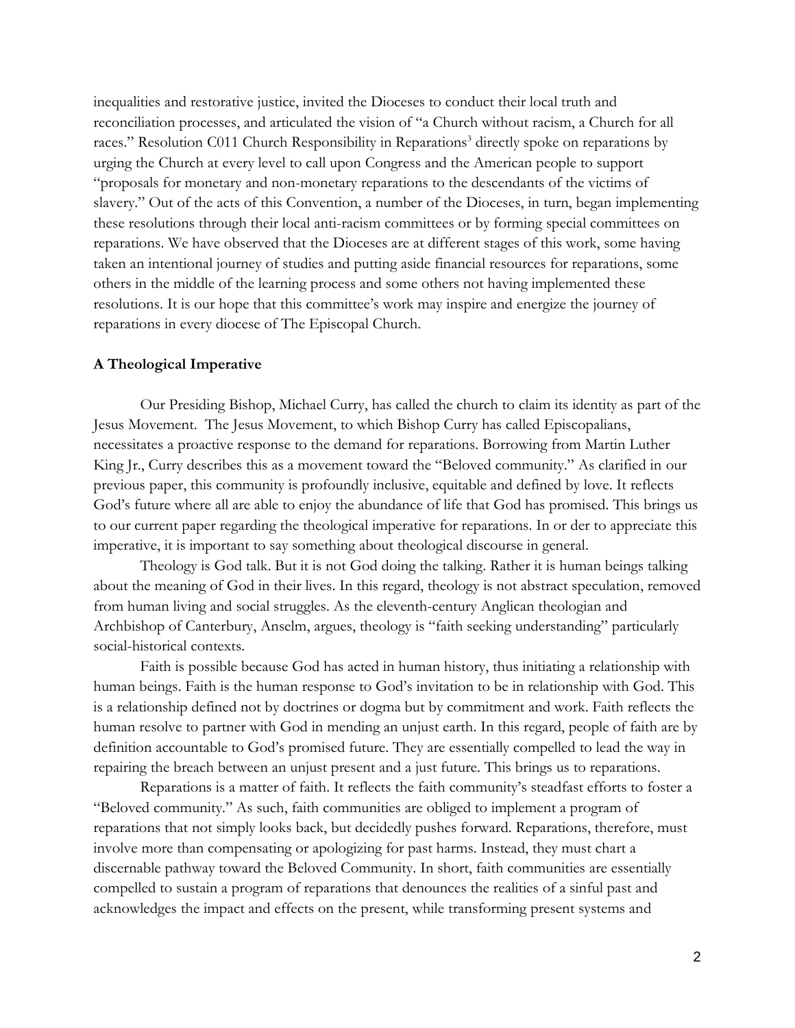inequalities and restorative justice, invited the Dioceses to conduct their local truth and reconciliation processes, and articulated the vision of "a Church without racism, a Church for all races." Resolution C011 Church Responsibility in Reparations[3] directly spoke on reparations by urging the Church at every level to call upon Congress and the American people to support "proposals for monetary and non-monetary reparations to the descendants of the victims of slavery." Out of the acts of this Convention, a number of the Dioceses, in turn, began implementing these resolutions through their local anti-racism committees or by forming special committees on reparations. We have observed that the Dioceses are at different stages of this work, some having taken an intentional journey of studies and putting aside financial resources for reparations, some others in the middle of the learning process and some others not having implemented these resolutions. It is our hope that this committee's work may inspire and energize the journey of reparations in every diocese of The Episcopal Church.

**A Theological Imperative**

Our Presiding Bishop, Michael Curry, has called the church to claim its identity as part of the Jesus Movement. The Jesus Movement, to which Bishop Curry has called Episcopalians, necessitates a proactive response to the demand for reparations. Borrowing from Martin Luther King Jr., Curry describes this as a movement toward the "Beloved community." As clarified in our previous paper, this community is profoundly inclusive, equitable and defined by love. It reflects God's future where all are able to enjoy the abundance of life that God has promised. This brings us to our current paper regarding the theological imperative for reparations. In or der to appreciate this imperative, it is important to say something about theological discourse in general.

Theology is God talk. But it is not God doing the talking. Rather it is human beings talking about the meaning of God in their lives. In this regard, theology is not abstract speculation, removed from human living and social struggles. As the eleventh-century Anglican theologian and Archbishop of Canterbury, Anselm, argues, theology is "faith seeking understanding" particularly social-historical contexts.

Faith is possible because God has acted in human history, thus initiating a relationship with human beings. Faith is the human response to God's invitation to be in relationship with God. This is a relationship defined not by doctrines or dogma but by commitment and work. Faith reflects the human resolve to partner with God in mending an unjust earth. In this regard, people of faith are by definition accountable to God's promised future. They are essentially compelled to lead the way in repairing the breach between an unjust present and a just future. This brings us to reparations.

Reparations is a matter of faith. It reflects the faith community's steadfast efforts to foster a "Beloved community." As such, faith communities are obliged to implement a program of reparations that not simply looks back, but decidedly pushes forward. Reparations, therefore, must involve more than compensating or apologizing for past harms. Instead, they must chart a discernable pathway toward the Beloved Community. In short, faith communities are essentially compelled to sustain a program of reparations that denounces the realities of a sinful past and acknowledges the impact and effects on the present, while transforming present systems and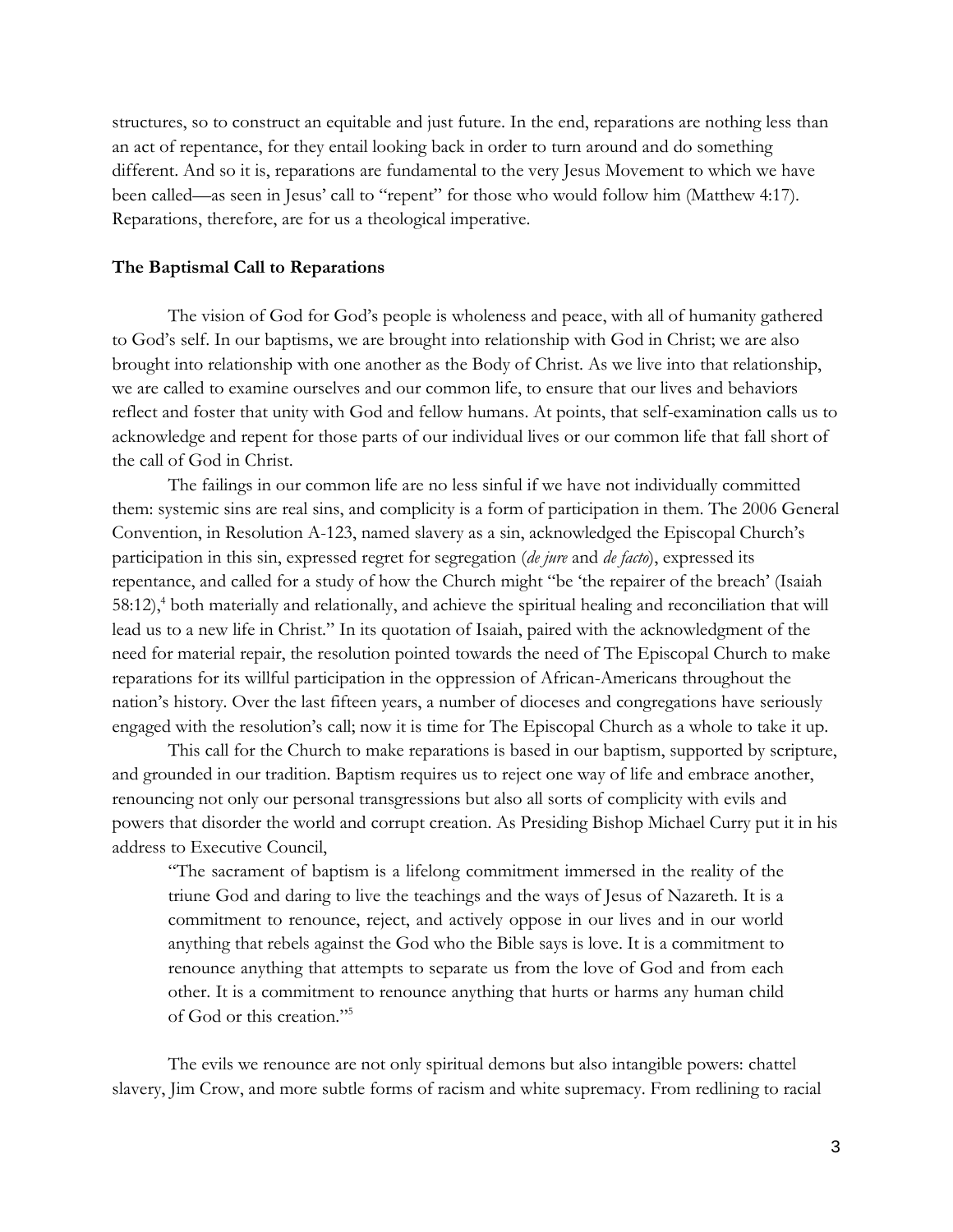structures, so to construct an equitable and just future. In the end, reparations are nothing less than an act of repentance, for they entail looking back in order to turn around and do something different. And so it is, reparations are fundamental to the very Jesus Movement to which we have been called—as seen in Jesus' call to "repent" for those who would follow him (Matthew 4:17). Reparations, therefore, are for us a theological imperative.

**The Baptismal Call to Reparations**

The vision of God for God's people is wholeness and peace, with all of humanity gathered to God's self. In our baptisms, we are brought into relationship with God in Christ; we are also brought into relationship with one another as the Body of Christ. As we live into that relationship, we are called to examine ourselves and our common life, to ensure that our lives and behaviors reflect and foster that unity with God and fellow humans. At points, that self-examination calls us to acknowledge and repent for those parts of our individual lives or our common life that fall short of the call of God in Christ.

The failings in our common life are no less sinful if we have not individually committed them: systemic sins are real sins, and complicity is a form of participation in them. The 2006 General Convention, in Resolution A-123, named slavery as a sin, acknowledged the Episcopal Church's participation in this sin, expressed regret for segregation (*de jure* and *de facto*), expressed its repentance, and called for a study of how the Church might "be 'the repairer of the breach' (Isaiah 58:12),[4] both materially and relationally, and achieve the spiritual healing and reconciliation that will lead us to a new life in Christ." In its quotation of Isaiah, paired with the acknowledgment of the need for material repair, the resolution pointed towards the need of The Episcopal Church to make reparations for its willful participation in the oppression of African-Americans throughout the nation's history. Over the last fifteen years, a number of dioceses and congregations have seriously engaged with the resolution's call; now it is time for The Episcopal Church as a whole to take it up.

This call for the Church to make reparations is based in our baptism, supported by scripture, and grounded in our tradition. Baptism requires us to reject one way of life and embrace another, renouncing not only our personal transgressions but also all sorts of complicity with evils and powers that disorder the world and corrupt creation. As Presiding Bishop Michael Curry put it in his address to Executive Council,

> "The sacrament of baptism is a lifelong commitment immersed in the reality of the triune God and daring to live the teachings and the ways of Jesus of Nazareth. It is a commitment to renounce, reject, and actively oppose in our lives and in our world anything that rebels against the God who the Bible says is love. It is a commitment to renounce anything that attempts to separate us from the love of God and from each other. It is a commitment to renounce anything that hurts or harms any human child of God or this creation."[5]

The evils we renounce are not only spiritual demons but also intangible powers: chattel slavery, Jim Crow, and more subtle forms of racism and white supremacy. From redlining to racial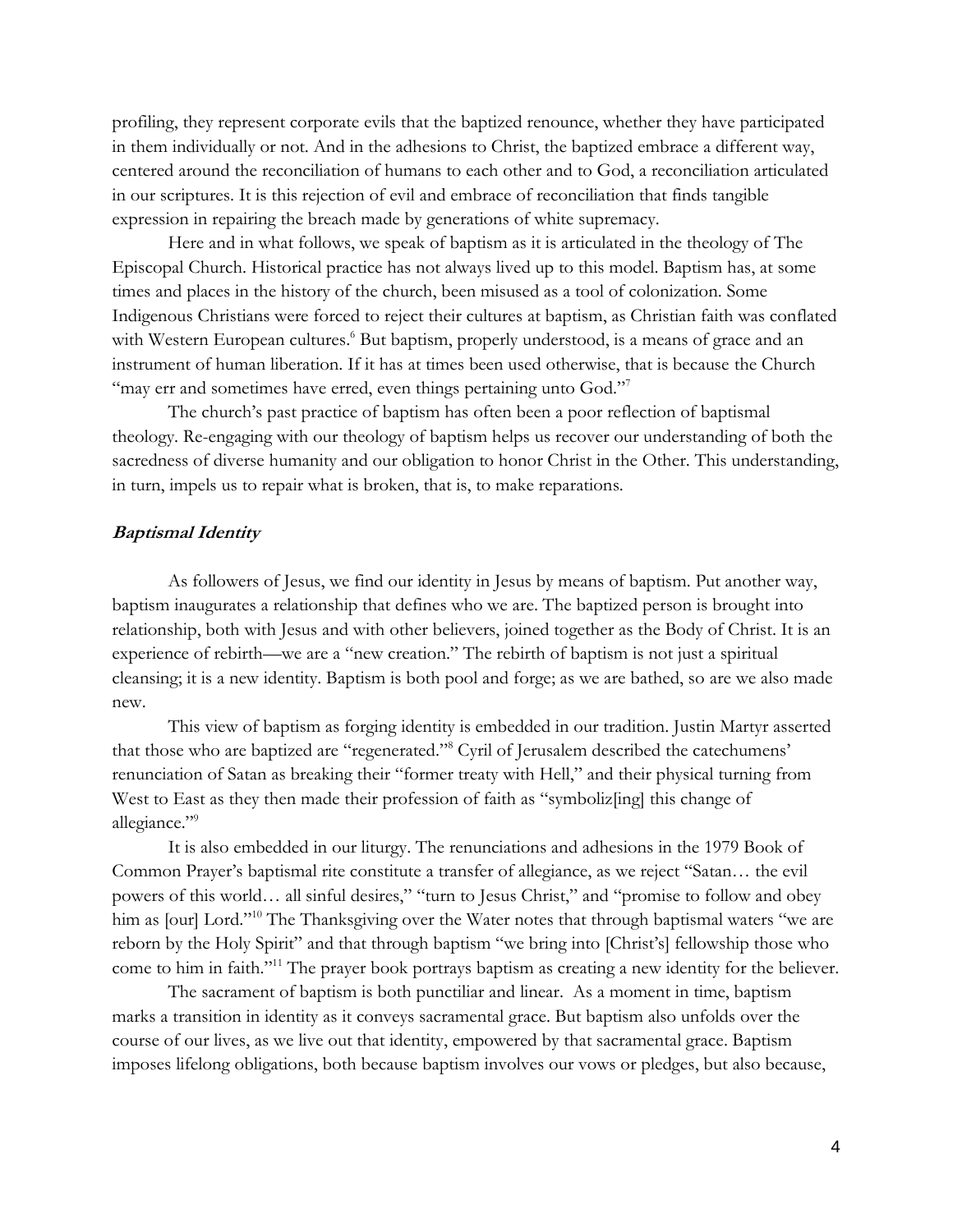profiling, they represent corporate evils that the baptized renounce, whether they have participated in them individually or not. And in the adhesions to Christ, the baptized embrace a different way, centered around the reconciliation of humans to each other and to God, a reconciliation articulated in our scriptures. It is this rejection of evil and embrace of reconciliation that finds tangible expression in repairing the breach made by generations of white supremacy.

Here and in what follows, we speak of baptism as it is articulated in the theology of The Episcopal Church. Historical practice has not always lived up to this model. Baptism has, at some times and places in the history of the church, been misused as a tool of colonization. Some Indigenous Christians were forced to reject their cultures at baptism, as Christian faith was conflated with Western European cultures.[6] But baptism, properly understood, is a means of grace and an instrument of human liberation. If it has at times been used otherwise, that is because the Church "may err and sometimes have erred, even things pertaining unto God."[7]

The church's past practice of baptism has often been a poor reflection of baptismal theology. Re-engaging with our theology of baptism helps us recover our understanding of both the sacredness of diverse humanity and our obligation to honor Christ in the Other. This understanding, in turn, impels us to repair what is broken, that is, to make reparations.

### ***Baptismal Identity***

As followers of Jesus, we find our identity in Jesus by means of baptism. Put another way, baptism inaugurates a relationship that defines who we are. The baptized person is brought into relationship, both with Jesus and with other believers, joined together as the Body of Christ. It is an experience of rebirth—we are a "new creation." The rebirth of baptism is not just a spiritual cleansing; it is a new identity. Baptism is both pool and forge; as we are bathed, so are we also made new.

This view of baptism as forging identity is embedded in our tradition. Justin Martyr asserted that those who are baptized are "regenerated."[8] Cyril of Jerusalem described the catechumens' renunciation of Satan as breaking their "former treaty with Hell," and their physical turning from West to East as they then made their profession of faith as "symboliz[ing] this change of allegiance."[9]

It is also embedded in our liturgy. The renunciations and adhesions in the 1979 Book of Common Prayer's baptismal rite constitute a transfer of allegiance, as we reject "Satan… the evil powers of this world… all sinful desires," "turn to Jesus Christ," and "promise to follow and obey him as [our] Lord."[10] The Thanksgiving over the Water notes that through baptismal waters "we are reborn by the Holy Spirit" and that through baptism "we bring into [Christ's] fellowship those who come to him in faith."[11] The prayer book portrays baptism as creating a new identity for the believer.

The sacrament of baptism is both punctiliar and linear. As a moment in time, baptism marks a transition in identity as it conveys sacramental grace. But baptism also unfolds over the course of our lives, as we live out that identity, empowered by that sacramental grace. Baptism imposes lifelong obligations, both because baptism involves our vows or pledges, but also because,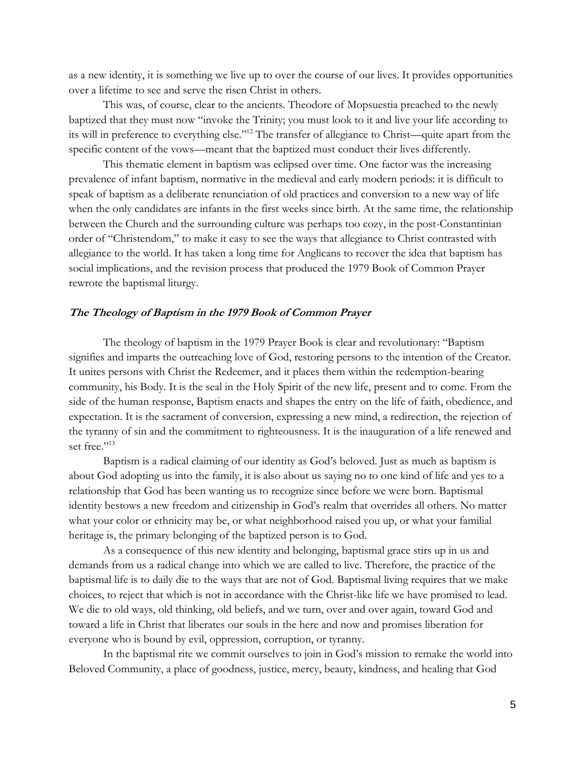as a new identity, it is something we live up to over the course of our lives. It provides opportunities over a lifetime to see and serve the risen Christ in others.

This was, of course, clear to the ancients. Theodore of Mopsuestia preached to the newly baptized that they must now "invoke the Trinity; you must look to it and live your life according to its will in preference to everything else."[12] The transfer of allegiance to Christ—quite apart from the specific content of the vows—meant that the baptized must conduct their lives differently.

This thematic element in baptism was eclipsed over time. One factor was the increasing prevalence of infant baptism, normative in the medieval and early modern periods: it is difficult to speak of baptism as a deliberate renunciation of old practices and conversion to a new way of life when the only candidates are infants in the first weeks since birth. At the same time, the relationship between the Church and the surrounding culture was perhaps too cozy, in the post-Constantinian order of "Christendom," to make it easy to see the ways that allegiance to Christ contrasted with allegiance to the world. It has taken a long time for Anglicans to recover the idea that baptism has social implications, and the revision process that produced the 1979 Book of Common Prayer rewrote the baptismal liturgy.

### ***The Theology of Baptism in the 1979 Book of Common Prayer***

The theology of baptism in the 1979 Prayer Book is clear and revolutionary: "Baptism signifies and imparts the outreaching love of God, restoring persons to the intention of the Creator. It unites persons with Christ the Redeemer, and it places them within the redemption-bearing community, his Body. It is the seal in the Holy Spirit of the new life, present and to come. From the side of the human response, Baptism enacts and shapes the entry on the life of faith, obedience, and expectation. It is the sacrament of conversion, expressing a new mind, a redirection, the rejection of the tyranny of sin and the commitment to righteousness. It is the inauguration of a life renewed and set free."[13]

Baptism is a radical claiming of our identity as God's beloved. Just as much as baptism is about God adopting us into the family, it is also about us saying no to one kind of life and yes to a relationship that God has been wanting us to recognize since before we were born. Baptismal identity bestows a new freedom and citizenship in God's realm that overrides all others. No matter what your color or ethnicity may be, or what neighborhood raised you up, or what your familial heritage is, the primary belonging of the baptized person is to God.

As a consequence of this new identity and belonging, baptismal grace stirs up in us and demands from us a radical change into which we are called to live. Therefore, the practice of the baptismal life is to daily die to the ways that are not of God. Baptismal living requires that we make choices, to reject that which is not in accordance with the Christ-like life we have promised to lead. We die to old ways, old thinking, old beliefs, and we turn, over and over again, toward God and toward a life in Christ that liberates our souls in the here and now and promises liberation for everyone who is bound by evil, oppression, corruption, or tyranny.

In the baptismal rite we commit ourselves to join in God's mission to remake the world into Beloved Community, a place of goodness, justice, mercy, beauty, kindness, and healing that God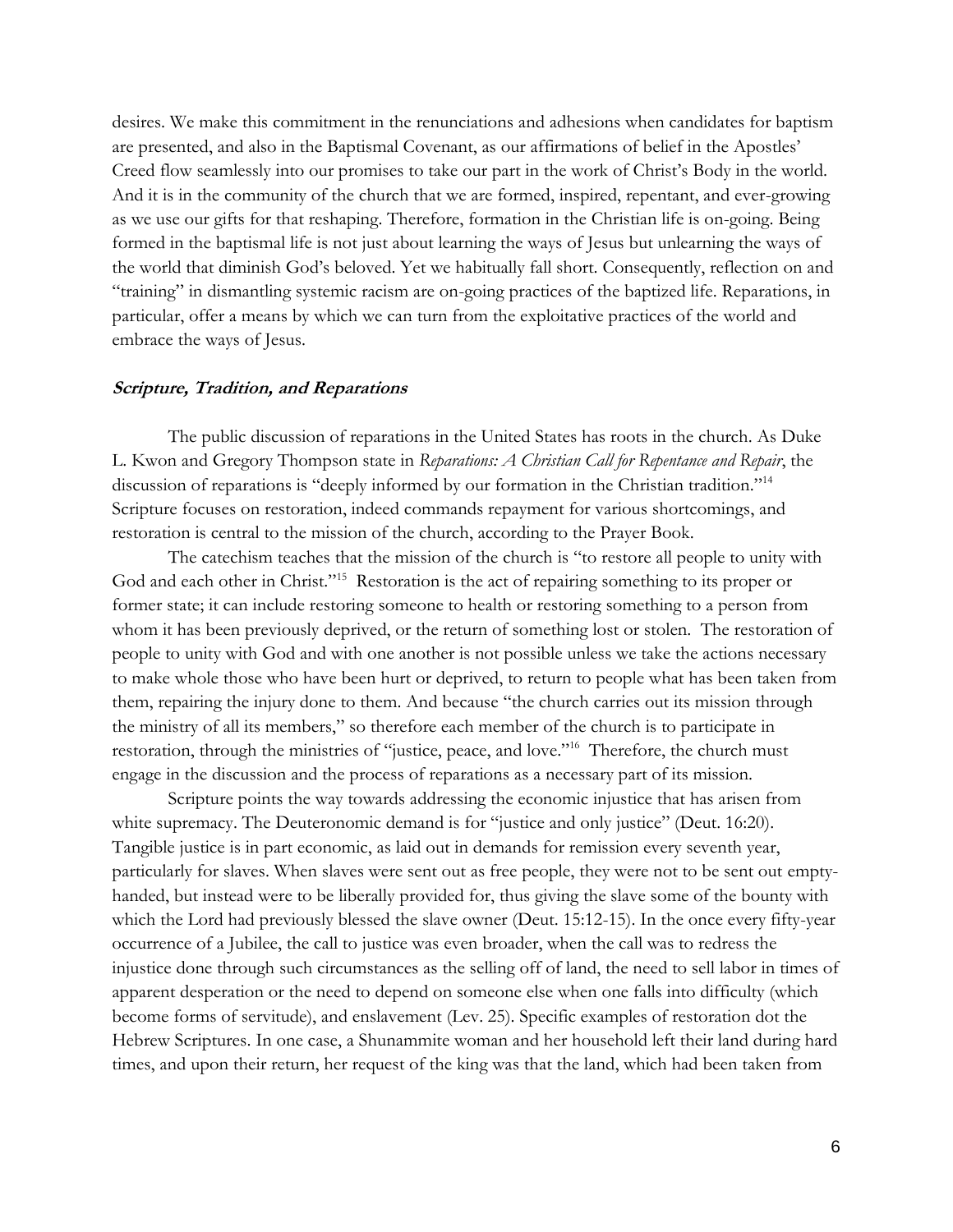desires. We make this commitment in the renunciations and adhesions when candidates for baptism are presented, and also in the Baptismal Covenant, as our affirmations of belief in the Apostles' Creed flow seamlessly into our promises to take our part in the work of Christ's Body in the world. And it is in the community of the church that we are formed, inspired, repentant, and ever-growing as we use our gifts for that reshaping. Therefore, formation in the Christian life is on-going. Being formed in the baptismal life is not just about learning the ways of Jesus but unlearning the ways of the world that diminish God's beloved. Yet we habitually fall short. Consequently, reflection on and "training" in dismantling systemic racism are on-going practices of the baptized life. Reparations, in particular, offer a means by which we can turn from the exploitative practices of the world and embrace the ways of Jesus.

### ***Scripture, Tradition, and Reparations***

The public discussion of reparations in the United States has roots in the church. As Duke L. Kwon and Gregory Thompson state in *Reparations: A Christian Call for Repentance and Repair*, the discussion of reparations is "deeply informed by our formation in the Christian tradition."[14] Scripture focuses on restoration, indeed commands repayment for various shortcomings, and restoration is central to the mission of the church, according to the Prayer Book.

The catechism teaches that the mission of the church is "to restore all people to unity with God and each other in Christ."[15] Restoration is the act of repairing something to its proper or former state; it can include restoring someone to health or restoring something to a person from whom it has been previously deprived, or the return of something lost or stolen. The restoration of people to unity with God and with one another is not possible unless we take the actions necessary to make whole those who have been hurt or deprived, to return to people what has been taken from them, repairing the injury done to them. And because "the church carries out its mission through the ministry of all its members," so therefore each member of the church is to participate in restoration, through the ministries of "justice, peace, and love."[16] Therefore, the church must engage in the discussion and the process of reparations as a necessary part of its mission.

Scripture points the way towards addressing the economic injustice that has arisen from white supremacy. The Deuteronomic demand is for "justice and only justice" (Deut. 16:20). Tangible justice is in part economic, as laid out in demands for remission every seventh year, particularly for slaves. When slaves were sent out as free people, they were not to be sent out empty-handed, but instead were to be liberally provided for, thus giving the slave some of the bounty with which the Lord had previously blessed the slave owner (Deut. 15:12-15). In the once every fifty-year occurrence of a Jubilee, the call to justice was even broader, when the call was to redress the injustice done through such circumstances as the selling off of land, the need to sell labor in times of apparent desperation or the need to depend on someone else when one falls into difficulty (which become forms of servitude), and enslavement (Lev. 25). Specific examples of restoration dot the Hebrew Scriptures. In one case, a Shunammite woman and her household left their land during hard times, and upon their return, her request of the king was that the land, which had been taken from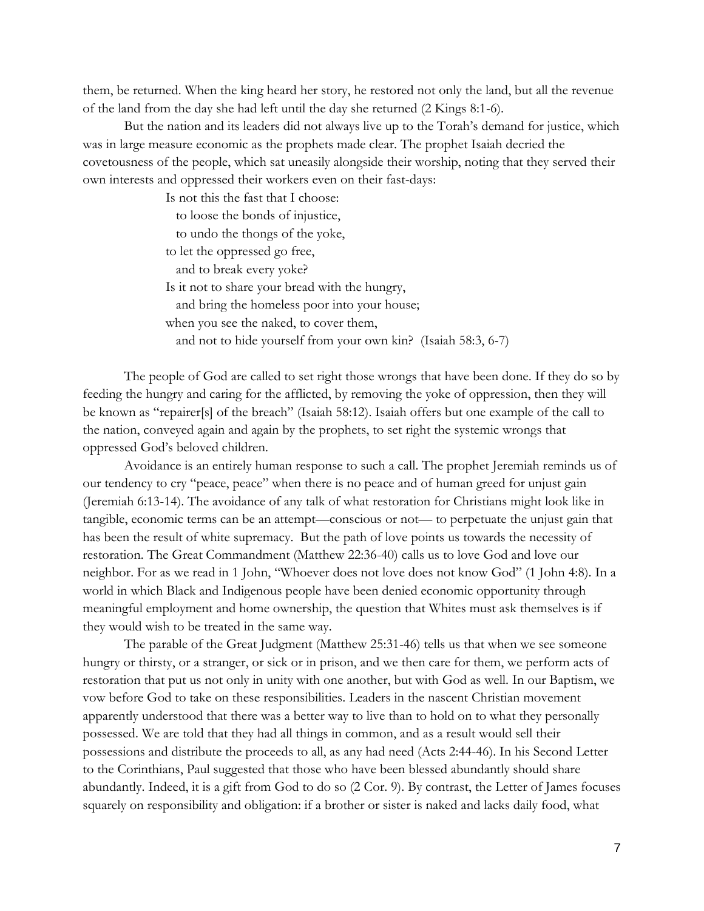them, be returned. When the king heard her story, he restored not only the land, but all the revenue of the land from the day she had left until the day she returned (2 Kings 8:1-6).

But the nation and its leaders did not always live up to the Torah's demand for justice, which was in large measure economic as the prophets made clear. The prophet Isaiah decried the covetousness of the people, which sat uneasily alongside their worship, noting that they served their own interests and oppressed their workers even on their fast-days:

> Is not this the fast that I choose:  
> to loose the bonds of injustice,  
> to undo the thongs of the yoke,  
> to let the oppressed go free,  
> and to break every yoke?  
> Is it not to share your bread with the hungry,  
> and bring the homeless poor into your house;  
> when you see the naked, to cover them,  
> and not to hide yourself from your own kin? (Isaiah 58:3, 6-7)

The people of God are called to set right those wrongs that have been done. If they do so by feeding the hungry and caring for the afflicted, by removing the yoke of oppression, then they will be known as "repairer[s] of the breach" (Isaiah 58:12). Isaiah offers but one example of the call to the nation, conveyed again and again by the prophets, to set right the systemic wrongs that oppressed God's beloved children.

Avoidance is an entirely human response to such a call. The prophet Jeremiah reminds us of our tendency to cry "peace, peace" when there is no peace and of human greed for unjust gain (Jeremiah 6:13-14). The avoidance of any talk of what restoration for Christians might look like in tangible, economic terms can be an attempt—conscious or not— to perpetuate the unjust gain that has been the result of white supremacy. But the path of love points us towards the necessity of restoration. The Great Commandment (Matthew 22:36-40) calls us to love God and love our neighbor. For as we read in 1 John, "Whoever does not love does not know God" (1 John 4:8). In a world in which Black and Indigenous people have been denied economic opportunity through meaningful employment and home ownership, the question that Whites must ask themselves is if they would wish to be treated in the same way.

The parable of the Great Judgment (Matthew 25:31-46) tells us that when we see someone hungry or thirsty, or a stranger, or sick or in prison, and we then care for them, we perform acts of restoration that put us not only in unity with one another, but with God as well. In our Baptism, we vow before God to take on these responsibilities. Leaders in the nascent Christian movement apparently understood that there was a better way to live than to hold on to what they personally possessed. We are told that they had all things in common, and as a result would sell their possessions and distribute the proceeds to all, as any had need (Acts 2:44-46). In his Second Letter to the Corinthians, Paul suggested that those who have been blessed abundantly should share abundantly. Indeed, it is a gift from God to do so (2 Cor. 9). By contrast, the Letter of James focuses squarely on responsibility and obligation: if a brother or sister is naked and lacks daily food, what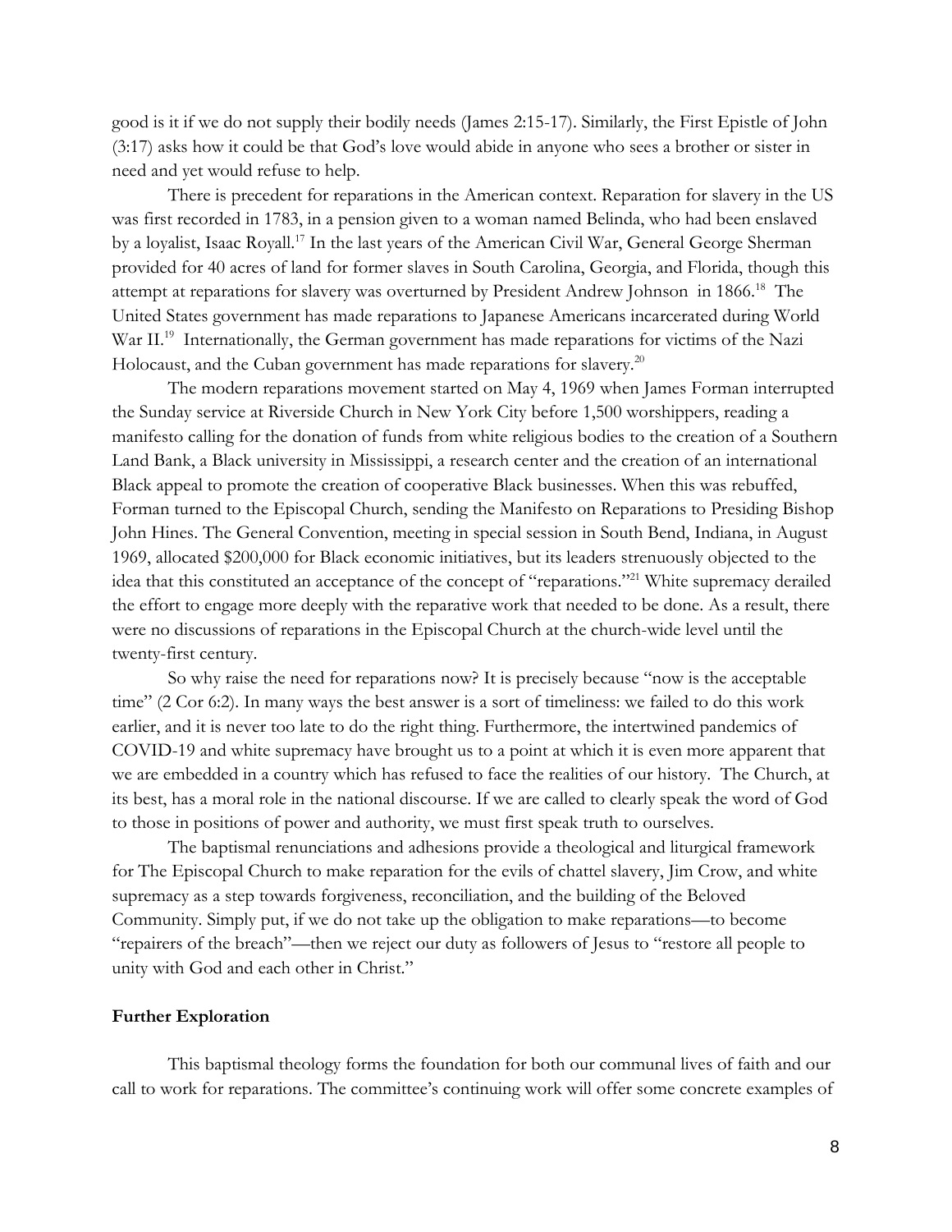good is it if we do not supply their bodily needs (James 2:15-17). Similarly, the First Epistle of John (3:17) asks how it could be that God's love would abide in anyone who sees a brother or sister in need and yet would refuse to help.

There is precedent for reparations in the American context. Reparation for slavery in the US was first recorded in 1783, in a pension given to a woman named Belinda, who had been enslaved by a loyalist, Isaac Royall.[17] In the last years of the American Civil War, General George Sherman provided for 40 acres of land for former slaves in South Carolina, Georgia, and Florida, though this attempt at reparations for slavery was overturned by President Andrew Johnson in 1866.[18] The United States government has made reparations to Japanese Americans incarcerated during World War II.[19] Internationally, the German government has made reparations for victims of the Nazi Holocaust, and the Cuban government has made reparations for slavery.[20]

The modern reparations movement started on May 4, 1969 when James Forman interrupted the Sunday service at Riverside Church in New York City before 1,500 worshippers, reading a manifesto calling for the donation of funds from white religious bodies to the creation of a Southern Land Bank, a Black university in Mississippi, a research center and the creation of an international Black appeal to promote the creation of cooperative Black businesses. When this was rebuffed, Forman turned to the Episcopal Church, sending the Manifesto on Reparations to Presiding Bishop John Hines. The General Convention, meeting in special session in South Bend, Indiana, in August 1969, allocated $200,000 for Black economic initiatives, but its leaders strenuously objected to the idea that this constituted an acceptance of the concept of "reparations."[21] White supremacy derailed the effort to engage more deeply with the reparative work that needed to be done. As a result, there were no discussions of reparations in the Episcopal Church at the church-wide level until the twenty-first century.

So why raise the need for reparations now? It is precisely because "now is the acceptable time" (2 Cor 6:2). In many ways the best answer is a sort of timeliness: we failed to do this work earlier, and it is never too late to do the right thing. Furthermore, the intertwined pandemics of COVID-19 and white supremacy have brought us to a point at which it is even more apparent that we are embedded in a country which has refused to face the realities of our history. The Church, at its best, has a moral role in the national discourse. If we are called to clearly speak the word of God to those in positions of power and authority, we must first speak truth to ourselves.

The baptismal renunciations and adhesions provide a theological and liturgical framework for The Episcopal Church to make reparation for the evils of chattel slavery, Jim Crow, and white supremacy as a step towards forgiveness, reconciliation, and the building of the Beloved Community. Simply put, if we do not take up the obligation to make reparations—to become "repairers of the breach"—then we reject our duty as followers of Jesus to "restore all people to unity with God and each other in Christ."

**Further Exploration**

This baptismal theology forms the foundation for both our communal lives of faith and our call to work for reparations. The committee's continuing work will offer some concrete examples of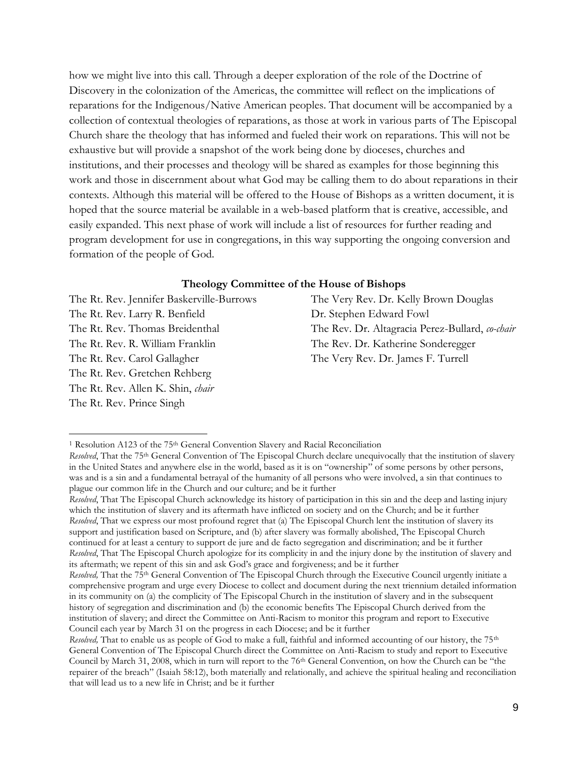how we might live into this call. Through a deeper exploration of the role of the Doctrine of Discovery in the colonization of the Americas, the committee will reflect on the implications of reparations for the Indigenous/Native American peoples. That document will be accompanied by a collection of contextual theologies of reparations, as those at work in various parts of The Episcopal Church share the theology that has informed and fueled their work on reparations. This will not be exhaustive but will provide a snapshot of the work being done by dioceses, churches and institutions, and their processes and theology will be shared as examples for those beginning this work and those in discernment about what God may be calling them to do about reparations in their contexts. Although this material will be offered to the House of Bishops as a written document, it is hoped that the source material be available in a web-based platform that is creative, accessible, and easily expanded. This next phase of work will include a list of resources for further reading and program development for use in congregations, in this way supporting the ongoing conversion and formation of the people of God.

**Theology Committee of the House of Bishops**

The Rt. Rev. Jennifer Baskerville-Burrows
The Rt. Rev. Larry R. Benfield
The Rt. Rev. Thomas Breidenthal
The Rt. Rev. R. William Franklin
The Rt. Rev. Carol Gallagher
The Rt. Rev. Gretchen Rehberg
The Rt. Rev. Allen K. Shin, *chair*
The Rt. Rev. Prince Singh
The Very Rev. Dr. Kelly Brown Douglas
Dr. Stephen Edward Fowl
The Rev. Dr. Altagracia Perez-Bullard, *co-chair*
The Rev. Dr. Katherine Sonderegger
The Very Rev. Dr. James F. Turrell

---

[1] Resolution A123 of the 75th General Convention Slavery and Racial Reconciliation

*Resolved*, That the 75th General Convention of The Episcopal Church declare unequivocally that the institution of slavery in the United States and anywhere else in the world, based as it is on "ownership" of some persons by other persons, was and is a sin and a fundamental betrayal of the humanity of all persons who were involved, a sin that continues to plague our common life in the Church and our culture; and be it further

*Resolved*, That The Episcopal Church acknowledge its history of participation in this sin and the deep and lasting injury which the institution of slavery and its aftermath have inflicted on society and on the Church; and be it further

*Resolved*, That we express our most profound regret that (a) The Episcopal Church lent the institution of slavery its support and justification based on Scripture, and (b) after slavery was formally abolished, The Episcopal Church continued for at least a century to support de jure and de facto segregation and discrimination; and be it further

*Resolved*, That The Episcopal Church apologize for its complicity in and the injury done by the institution of slavery and its aftermath; we repent of this sin and ask God's grace and forgiveness; and be it further

*Resolved,* That the 75th General Convention of The Episcopal Church through the Executive Council urgently initiate a comprehensive program and urge every Diocese to collect and document during the next triennium detailed information in its community on (a) the complicity of The Episcopal Church in the institution of slavery and in the subsequent history of segregation and discrimination and (b) the economic benefits The Episcopal Church derived from the institution of slavery; and direct the Committee on Anti-Racism to monitor this program and report to Executive Council each year by March 31 on the progress in each Diocese; and be it further

*Resolved,* That to enable us as people of God to make a full, faithful and informed accounting of our history, the 75th General Convention of The Episcopal Church direct the Committee on Anti-Racism to study and report to Executive Council by March 31, 2008, which in turn will report to the 76th General Convention, on how the Church can be "the repairer of the breach" (Isaiah 58:12), both materially and relationally, and achieve the spiritual healing and reconciliation that will lead us to a new life in Christ; and be it further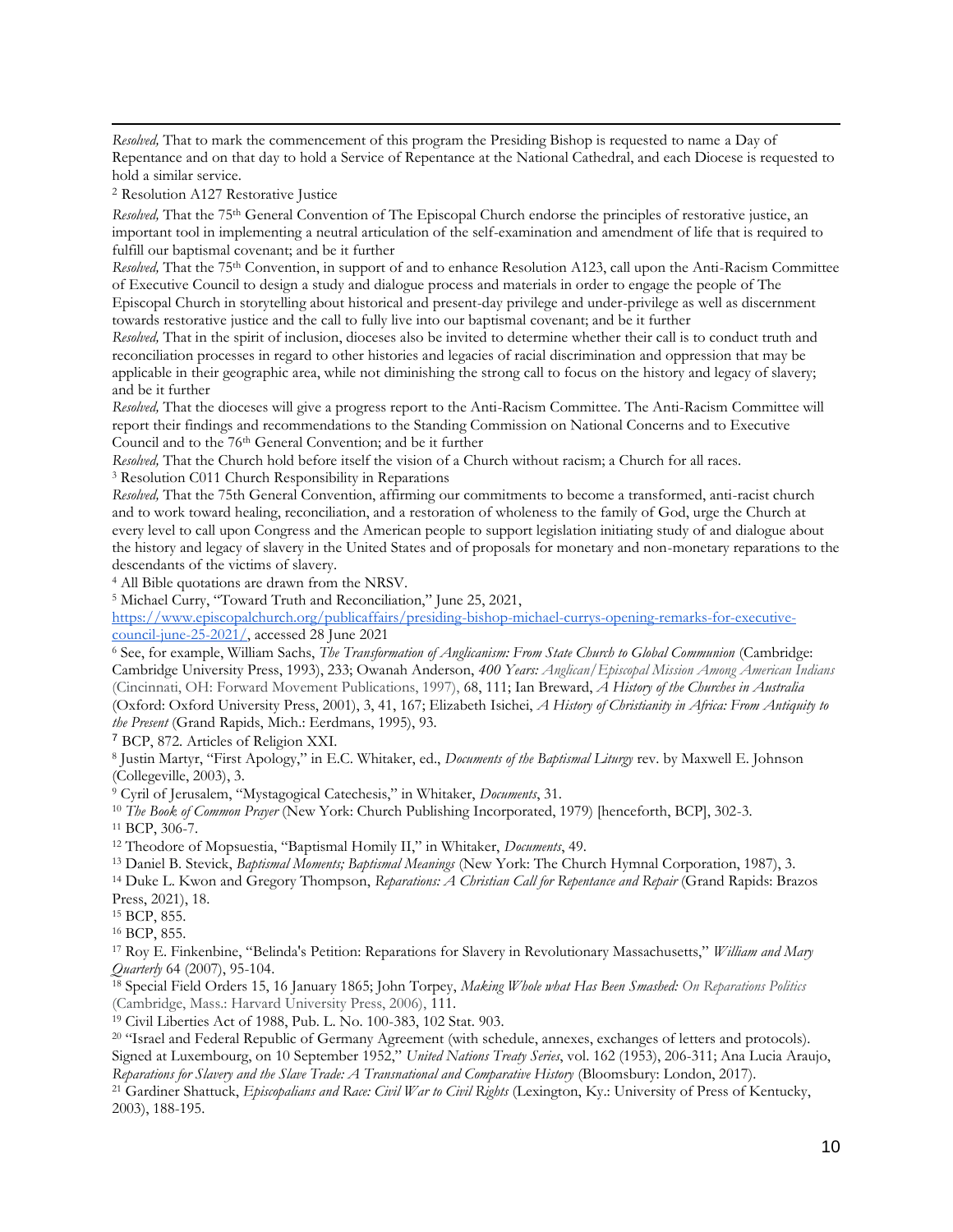*Resolved,* That to mark the commencement of this program the Presiding Bishop is requested to name a Day of Repentance and on that day to hold a Service of Repentance at the National Cathedral, and each Diocese is requested to hold a similar service.

[2] Resolution A127 Restorative Justice

*Resolved,* That the 75th General Convention of The Episcopal Church endorse the principles of restorative justice, an important tool in implementing a neutral articulation of the self-examination and amendment of life that is required to fulfill our baptismal covenant; and be it further

*Resolved,* That the 75th Convention, in support of and to enhance Resolution A123, call upon the Anti-Racism Committee of Executive Council to design a study and dialogue process and materials in order to engage the people of The Episcopal Church in storytelling about historical and present-day privilege and under-privilege as well as discernment towards restorative justice and the call to fully live into our baptismal covenant; and be it further

*Resolved,* That in the spirit of inclusion, dioceses also be invited to determine whether their call is to conduct truth and reconciliation processes in regard to other histories and legacies of racial discrimination and oppression that may be applicable in their geographic area, while not diminishing the strong call to focus on the history and legacy of slavery; and be it further

*Resolved,* That the dioceses will give a progress report to the Anti-Racism Committee. The Anti-Racism Committee will report their findings and recommendations to the Standing Commission on National Concerns and to Executive Council and to the 76th General Convention; and be it further

*Resolved,* That the Church hold before itself the vision of a Church without racism; a Church for all races.

[3] Resolution C011 Church Responsibility in Reparations

*Resolved,* That the 75th General Convention, affirming our commitments to become a transformed, anti-racist church and to work toward healing, reconciliation, and a restoration of wholeness to the family of God, urge the Church at every level to call upon Congress and the American people to support legislation initiating study of and dialogue about the history and legacy of slavery in the United States and of proposals for monetary and non-monetary reparations to the descendants of the victims of slavery.

[4] All Bible quotations are drawn from the NRSV.

[5] Michael Curry, "Toward Truth and Reconciliation," June 25, 2021, https://www.episcopalchurch.org/publicaffairs/presiding-bishop-michael-currys-opening-remarks-for-executive-council-june-25-2021/, accessed 28 June 2021

[6] See, for example, William Sachs, *The Transformation of Anglicanism: From State Church to Global Communion* (Cambridge: Cambridge University Press, 1993), 233; Owanah Anderson, *400 Years: Anglican/Episcopal Mission Among American Indians* (Cincinnati, OH: Forward Movement Publications, 1997), 68, 111; Ian Breward, *A History of the Churches in Australia* (Oxford: Oxford University Press, 2001), 3, 41, 167; Elizabeth Isichei, *A History of Christianity in Africa: From Antiquity to the Present* (Grand Rapids, Mich.: Eerdmans, 1995), 93.

[7] BCP, 872. Articles of Religion XXI.

[8] Justin Martyr, "First Apology," in E.C. Whitaker, ed., *Documents of the Baptismal Liturgy* rev. by Maxwell E. Johnson (Collegeville, 2003), 3.

[9] Cyril of Jerusalem, "Mystagogical Catechesis," in Whitaker, *Documents*, 31.

[10] *The Book of Common Prayer* (New York: Church Publishing Incorporated, 1979) [henceforth, BCP], 302-3.

[11] BCP, 306-7.

[12] Theodore of Mopsuestia, "Baptismal Homily II," in Whitaker, *Documents*, 49.

[13] Daniel B. Stevick, *Baptismal Moments; Baptismal Meanings* (New York: The Church Hymnal Corporation, 1987), 3.

[14] Duke L. Kwon and Gregory Thompson, *Reparations: A Christian Call for Repentance and Repair* (Grand Rapids: Brazos Press, 2021), 18.

[15] BCP, 855.

[16] BCP, 855.

[17] Roy E. Finkenbine, "Belinda's Petition: Reparations for Slavery in Revolutionary Massachusetts," *William and Mary Quarterly* 64 (2007), 95-104.

[18] Special Field Orders 15, 16 January 1865; John Torpey, *Making Whole what Has Been Smashed: On Reparations Politics* (Cambridge, Mass.: Harvard University Press, 2006), 111.

[19] Civil Liberties Act of 1988, Pub. L. No. 100-383, 102 Stat. 903.

[20] "Israel and Federal Republic of Germany Agreement (with schedule, annexes, exchanges of letters and protocols). Signed at Luxembourg, on 10 September 1952," *United Nations Treaty Series*, vol. 162 (1953), 206-311; Ana Lucia Araujo, *Reparations for Slavery and the Slave Trade: A Transnational and Comparative History* (Bloomsbury: London, 2017).

[21] Gardiner Shattuck, *Episcopalians and Race: Civil War to Civil Rights* (Lexington, Ky.: University of Press of Kentucky, 2003), 188-195.